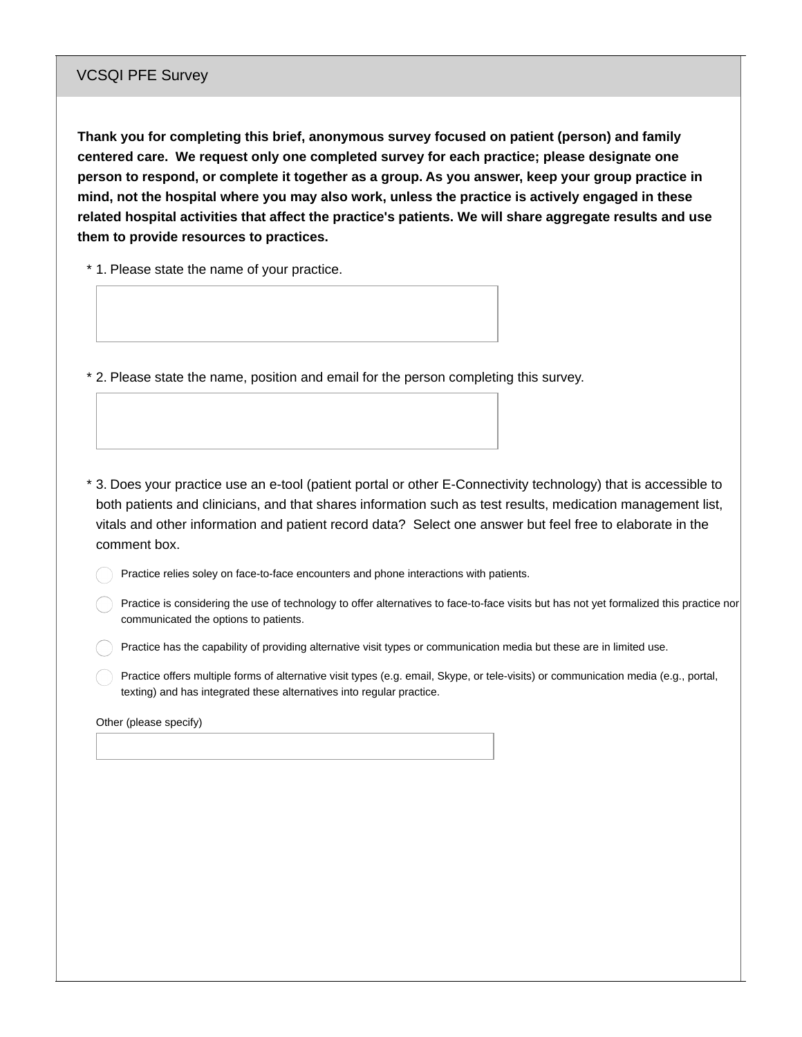## VCSQI PFE Survey

**Thank you for completing this brief, anonymous survey focused on patient (person) and family centered care. We request only one completed survey for each practice; please designate one person to respond, or complete it together as a group. As you answer, keep your group practice in mind, not the hospital where you may also work, unless the practice is actively engaged in these related hospital activities that affect the practice's patients. We will share aggregate results and use them to provide resources to practices.**

\* 1. Please state the name of your practice.

\* 2. Please state the name, position and email for the person completing this survey.

\* 3. Does your practice use an e-tool (patient portal or other E-Connectivity technology) that is accessible to both patients and clinicians, and that shares information such as test results, medication management list, vitals and other information and patient record data? Select one answer but feel free to elaborate in the comment box.

- Practice relies soley on face-to-face encounters and phone interactions with patients.
- Practice is considering the use of technology to offer alternatives to face-to-face visits but has not yet formalized this practice nor communicated the options to patients.
- Practice has the capability of providing alternative visit types or communication media but these are in limited use.
- Practice offers multiple forms of alternative visit types (e.g. email, Skype, or tele-visits) or communication media (e.g., portal, texting) and has integrated these alternatives into regular practice.

Other (please specify)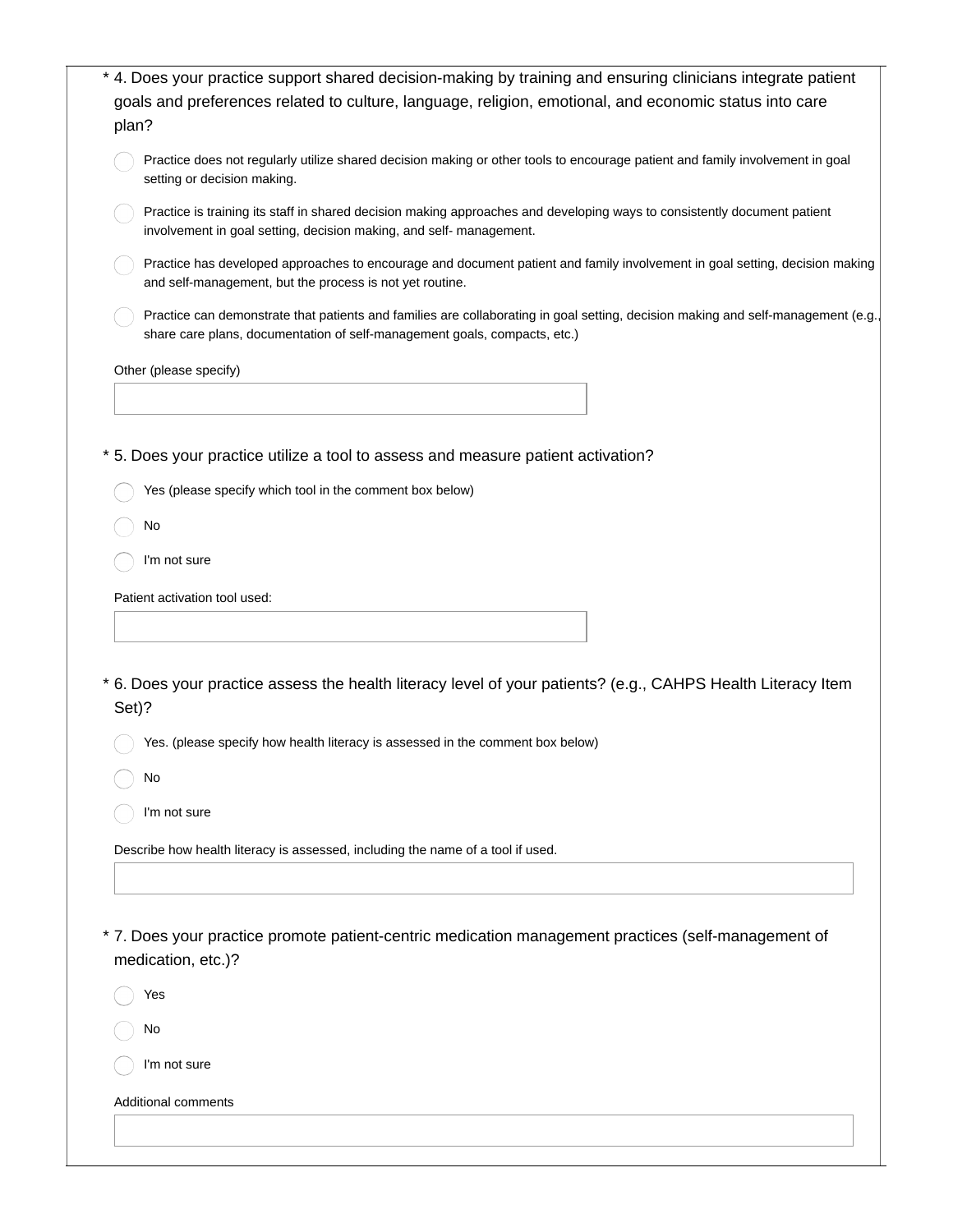\* 4. Does your practice support shared decision-making by training and ensuring clinicians integrate patient goals and preferences related to culture, language, religion, emotional, and economic status into care plan?

- ◯ Practice does not regularly utilize shared decision making or other tools to encourage patient and family involvement in goal setting or decision making.
- ◯ Practice is training its staff in shared decision making approaches and developing ways to consistently document patient involvement in goal setting, decision making, and self- management.
- ◯ Practice has developed approaches to encourage and document patient and family involvement in goal setting, decision making and self-management, but the process is not yet routine.
- ◯ Practice can demonstrate that patients and families are collaborating in goal setting, decision making and self-management (e.g., share care plans, documentation of self-management goals, compacts, etc.)

Other (please specify)

\_\_\_\_\_\_\_\_\_\_\_\_\_\_\_\_\_\_\_\_

\* 5. Does your practice utilize a tool to assess and measure patient activation?

- ◯ Yes (please specify which tool in the comment box below)
- ◯ No
- ◯ I'm not sure

Patient activation tool used:

\_\_\_\_\_\_\_\_\_\_\_\_\_\_\_\_\_\_\_\_

\* 6. Does your practice assess the health literacy level of your patients? (e.g., CAHPS Health Literacy Item Set)?

- ◯ Yes. (please specify how health literacy is assessed in the comment box below)
- ◯ No
- ◯ I'm not sure

Describe how health literacy is assessed, including the name of a tool if used.

\_\_\_\_\_\_\_\_\_\_\_\_\_\_\_\_\_\_\_\_

\* 7. Does your practice promote patient-centric medication management practices (self-management of medication, etc.)?

- ◯ Yes
- ◯ No
- ◯ I'm not sure

Additional comments

\_\_\_\_\_\_\_\_\_\_\_\_\_\_\_\_\_\_\_\_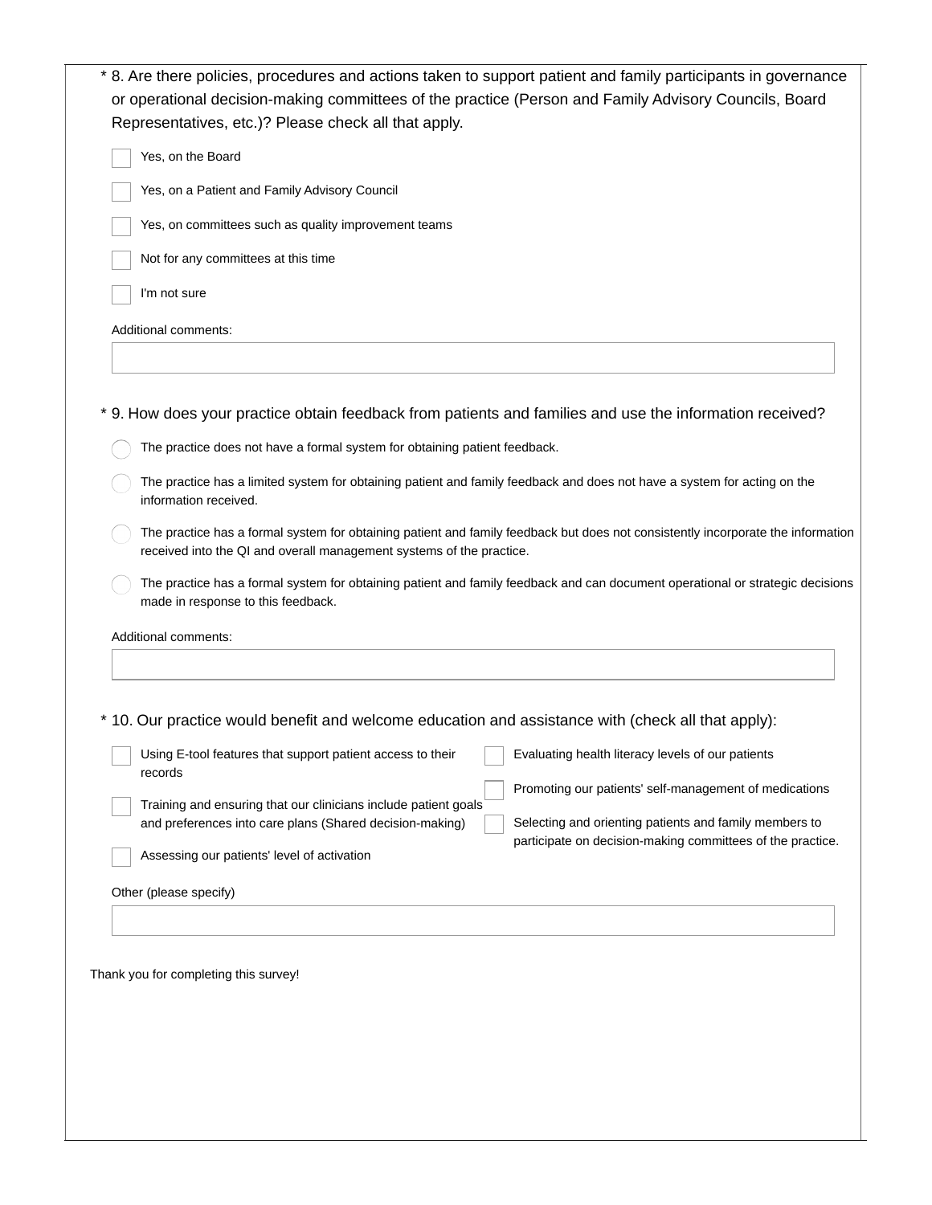\* 8. Are there policies, procedures and actions taken to support patient and family participants in governance or operational decision-making committees of the practice (Person and Family Advisory Councils, Board Representatives, etc.)? Please check all that apply.

- [ ] Yes, on the Board
- [ ] Yes, on a Patient and Family Advisory Council
- [ ] Yes, on committees such as quality improvement teams
- [ ] Not for any committees at this time
- [ ] I'm not sure

Additional comments:

\* 9. How does your practice obtain feedback from patients and families and use the information received?

- ( ) The practice does not have a formal system for obtaining patient feedback.
- ( ) The practice has a limited system for obtaining patient and family feedback and does not have a system for acting on the information received.
- ( ) The practice has a formal system for obtaining patient and family feedback but does not consistently incorporate the information received into the QI and overall management systems of the practice.
- ( ) The practice has a formal system for obtaining patient and family feedback and can document operational or strategic decisions made in response to this feedback.

Additional comments:

\* 10. Our practice would benefit and welcome education and assistance with (check all that apply):

- [ ] Using E-tool features that support patient access to their records
- [ ] Training and ensuring that our clinicians include patient goals and preferences into care plans (Shared decision-making)
- [ ] Assessing our patients' level of activation
- [ ] Evaluating health literacy levels of our patients
- [ ] Promoting our patients' self-management of medications
- [ ] Selecting and orienting patients and family members to participate on decision-making committees of the practice.

Other (please specify)

Thank you for completing this survey!